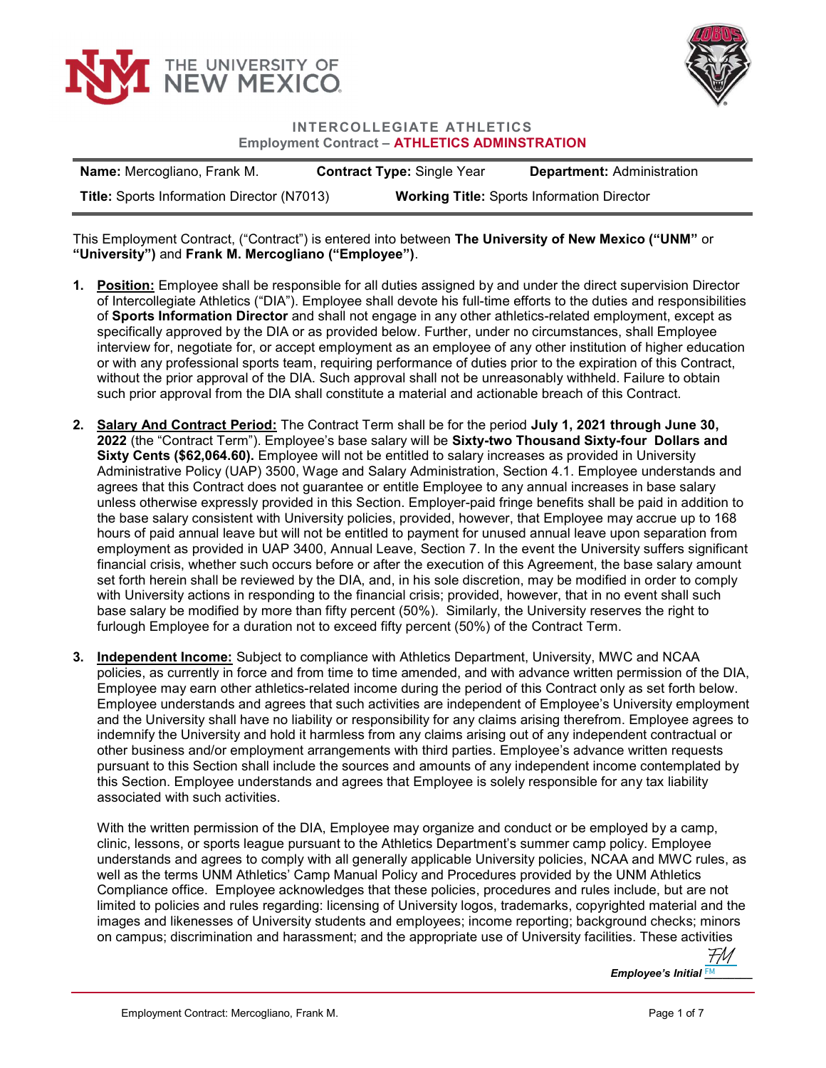# INTERCOLLEGIATE ATHLETICS

## Employment Contract – ATHLETICS ADMINSTRATION

| **Name:** Mercogliano, Frank M. | **Contract Type:** Single Year | **Department:** Administration |
|---|---|---|
| **Title:** Sports Information Director (N7013) | **Working Title:** Sports Information Director | |

This Employment Contract, ("Contract") is entered into between **The University of New Mexico ("UNM"** or **"University")** and **Frank M. Mercogliano ("Employee")**.

1. **Position:** Employee shall be responsible for all duties assigned by and under the direct supervision Director of Intercollegiate Athletics ("DIA"). Employee shall devote his full-time efforts to the duties and responsibilities of **Sports Information Director** and shall not engage in any other athletics-related employment, except as specifically approved by the DIA or as provided below. Further, under no circumstances, shall Employee interview for, negotiate for, or accept employment as an employee of any other institution of higher education or with any professional sports team, requiring performance of duties prior to the expiration of this Contract, without the prior approval of the DIA. Such approval shall not be unreasonably withheld. Failure to obtain such prior approval from the DIA shall constitute a material and actionable breach of this Contract.

2. **Salary And Contract Period:** The Contract Term shall be for the period **July 1, 2021 through June 30, 2022** (the "Contract Term"). Employee's base salary will be **Sixty-two Thousand Sixty-four Dollars and Sixty Cents ($62,064.60).** Employee will not be entitled to salary increases as provided in University Administrative Policy (UAP) 3500, Wage and Salary Administration, Section 4.1. Employee understands and agrees that this Contract does not guarantee or entitle Employee to any annual increases in base salary unless otherwise expressly provided in this Section. Employer-paid fringe benefits shall be paid in addition to the base salary consistent with University policies, provided, however, that Employee may accrue up to 168 hours of paid annual leave but will not be entitled to payment for unused annual leave upon separation from employment as provided in UAP 3400, Annual Leave, Section 7. In the event the University suffers significant financial crisis, whether such occurs before or after the execution of this Agreement, the base salary amount set forth herein shall be reviewed by the DIA, and, in his sole discretion, may be modified in order to comply with University actions in responding to the financial crisis; provided, however, that in no event shall such base salary be modified by more than fifty percent (50%). Similarly, the University reserves the right to furlough Employee for a duration not to exceed fifty percent (50%) of the Contract Term.

3. **Independent Income:** Subject to compliance with Athletics Department, University, MWC and NCAA policies, as currently in force and from time to time amended, and with advance written permission of the DIA, Employee may earn other athletics-related income during the period of this Contract only as set forth below. Employee understands and agrees that such activities are independent of Employee's University employment and the University shall have no liability or responsibility for any claims arising therefrom. Employee agrees to indemnify the University and hold it harmless from any claims arising out of any independent contractual or other business and/or employment arrangements with third parties. Employee's advance written requests pursuant to this Section shall include the sources and amounts of any independent income contemplated by this Section. Employee understands and agrees that Employee is solely responsible for any tax liability associated with such activities.

   With the written permission of the DIA, Employee may organize and conduct or be employed by a camp, clinic, lessons, or sports league pursuant to the Athletics Department's summer camp policy. Employee understands and agrees to comply with all generally applicable University policies, NCAA and MWC rules, as well as the terms UNM Athletics' Camp Manual Policy and Procedures provided by the UNM Athletics Compliance office. Employee acknowledges that these policies, procedures and rules include, but are not limited to policies and rules regarding: licensing of University logos, trademarks, copyrighted material and the images and likenesses of University students and employees; income reporting; background checks; minors on campus; discrimination and harassment; and the appropriate use of University facilities. These activities

*Employee's Initial* FM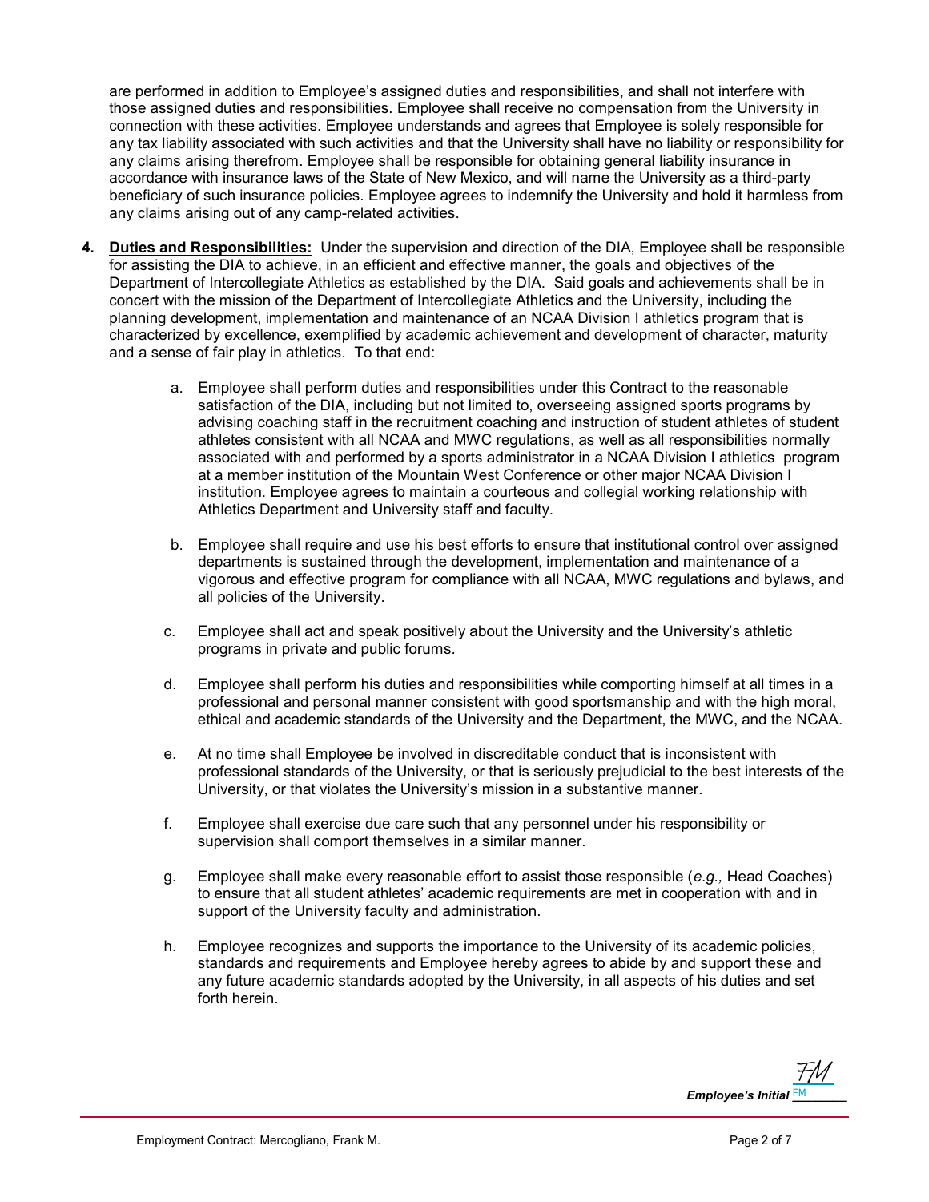are performed in addition to Employee's assigned duties and responsibilities, and shall not interfere with those assigned duties and responsibilities. Employee shall receive no compensation from the University in connection with these activities. Employee understands and agrees that Employee is solely responsible for any tax liability associated with such activities and that the University shall have no liability or responsibility for any claims arising therefrom. Employee shall be responsible for obtaining general liability insurance in accordance with insurance laws of the State of New Mexico, and will name the University as a third-party beneficiary of such insurance policies. Employee agrees to indemnify the University and hold it harmless from any claims arising out of any camp-related activities.

4. **Duties and Responsibilities:** Under the supervision and direction of the DIA, Employee shall be responsible for assisting the DIA to achieve, in an efficient and effective manner, the goals and objectives of the Department of Intercollegiate Athletics as established by the DIA. Said goals and achievements shall be in concert with the mission of the Department of Intercollegiate Athletics and the University, including the planning development, implementation and maintenance of an NCAA Division I athletics program that is characterized by excellence, exemplified by academic achievement and development of character, maturity and a sense of fair play in athletics. To that end:

   a. Employee shall perform duties and responsibilities under this Contract to the reasonable satisfaction of the DIA, including but not limited to, overseeing assigned sports programs by advising coaching staff in the recruitment coaching and instruction of student athletes of student athletes consistent with all NCAA and MWC regulations, as well as all responsibilities normally associated with and performed by a sports administrator in a NCAA Division I athletics program at a member institution of the Mountain West Conference or other major NCAA Division I institution. Employee agrees to maintain a courteous and collegial working relationship with Athletics Department and University staff and faculty.

   b. Employee shall require and use his best efforts to ensure that institutional control over assigned departments is sustained through the development, implementation and maintenance of a vigorous and effective program for compliance with all NCAA, MWC regulations and bylaws, and all policies of the University.

   c. Employee shall act and speak positively about the University and the University's athletic programs in private and public forums.

   d. Employee shall perform his duties and responsibilities while comporting himself at all times in a professional and personal manner consistent with good sportsmanship and with the high moral, ethical and academic standards of the University and the Department, the MWC, and the NCAA.

   e. At no time shall Employee be involved in discreditable conduct that is inconsistent with professional standards of the University, or that is seriously prejudicial to the best interests of the University, or that violates the University's mission in a substantive manner.

   f. Employee shall exercise due care such that any personnel under his responsibility or supervision shall comport themselves in a similar manner.

   g. Employee shall make every reasonable effort to assist those responsible (*e.g.,* Head Coaches) to ensure that all student athletes' academic requirements are met in cooperation with and in support of the University faculty and administration.

   h. Employee recognizes and supports the importance to the University of its academic policies, standards and requirements and Employee hereby agrees to abide by and support these and any future academic standards adopted by the University, in all aspects of his duties and set forth herein.

***Employee's Initial*** FM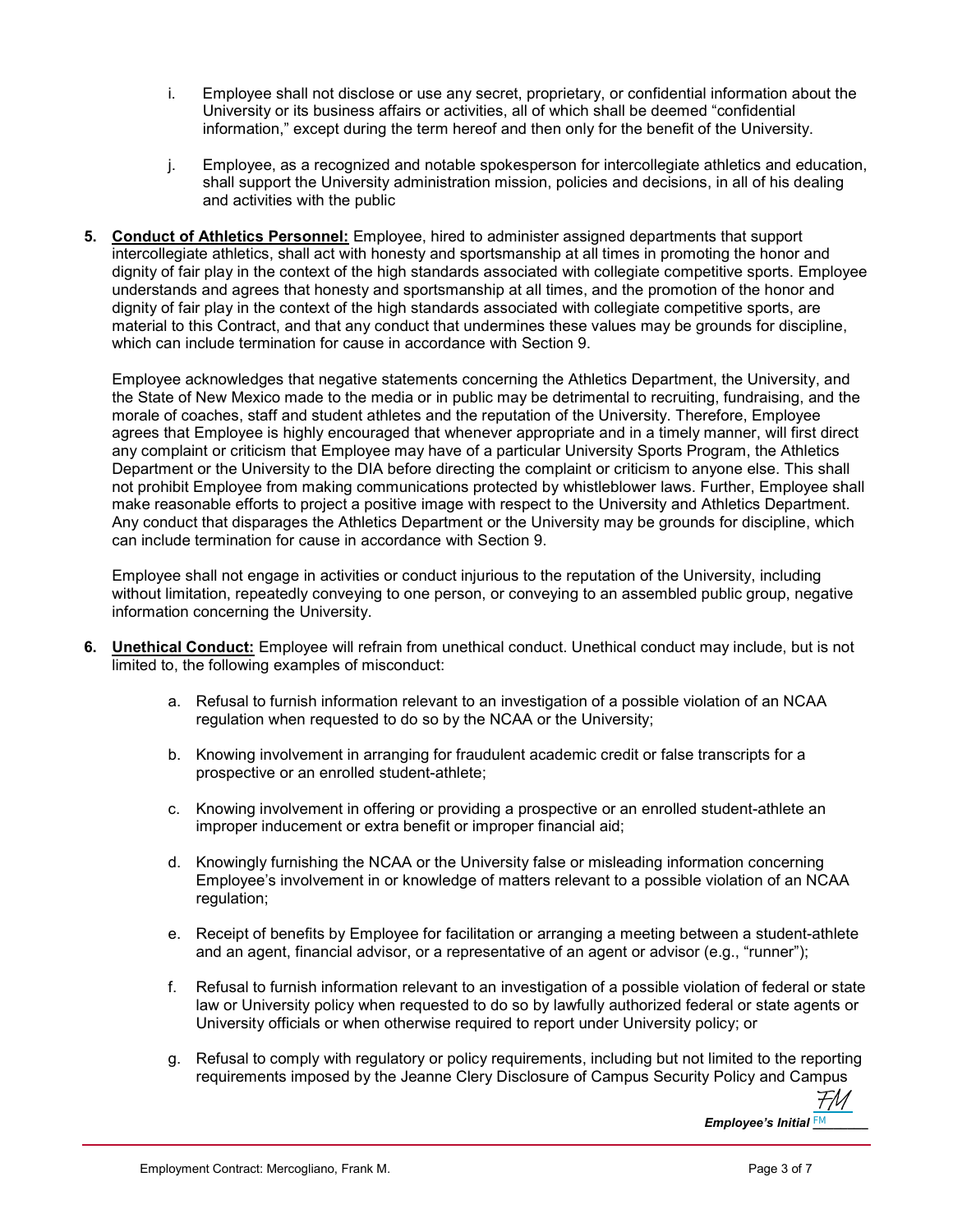i. Employee shall not disclose or use any secret, proprietary, or confidential information about the University or its business affairs or activities, all of which shall be deemed "confidential information," except during the term hereof and then only for the benefit of the University.

j. Employee, as a recognized and notable spokesperson for intercollegiate athletics and education, shall support the University administration mission, policies and decisions, in all of his dealing and activities with the public

5. **Conduct of Athletics Personnel:** Employee, hired to administer assigned departments that support intercollegiate athletics, shall act with honesty and sportsmanship at all times in promoting the honor and dignity of fair play in the context of the high standards associated with collegiate competitive sports. Employee understands and agrees that honesty and sportsmanship at all times, and the promotion of the honor and dignity of fair play in the context of the high standards associated with collegiate competitive sports, are material to this Contract, and that any conduct that undermines these values may be grounds for discipline, which can include termination for cause in accordance with Section 9.

   Employee acknowledges that negative statements concerning the Athletics Department, the University, and the State of New Mexico made to the media or in public may be detrimental to recruiting, fundraising, and the morale of coaches, staff and student athletes and the reputation of the University. Therefore, Employee agrees that Employee is highly encouraged that whenever appropriate and in a timely manner, will first direct any complaint or criticism that Employee may have of a particular University Sports Program, the Athletics Department or the University to the DIA before directing the complaint or criticism to anyone else. This shall not prohibit Employee from making communications protected by whistleblower laws. Further, Employee shall make reasonable efforts to project a positive image with respect to the University and Athletics Department. Any conduct that disparages the Athletics Department or the University may be grounds for discipline, which can include termination for cause in accordance with Section 9.

   Employee shall not engage in activities or conduct injurious to the reputation of the University, including without limitation, repeatedly conveying to one person, or conveying to an assembled public group, negative information concerning the University.

6. **Unethical Conduct:** Employee will refrain from unethical conduct. Unethical conduct may include, but is not limited to, the following examples of misconduct:

   a. Refusal to furnish information relevant to an investigation of a possible violation of an NCAA regulation when requested to do so by the NCAA or the University;

   b. Knowing involvement in arranging for fraudulent academic credit or false transcripts for a prospective or an enrolled student-athlete;

   c. Knowing involvement in offering or providing a prospective or an enrolled student-athlete an improper inducement or extra benefit or improper financial aid;

   d. Knowingly furnishing the NCAA or the University false or misleading information concerning Employee's involvement in or knowledge of matters relevant to a possible violation of an NCAA regulation;

   e. Receipt of benefits by Employee for facilitation or arranging a meeting between a student-athlete and an agent, financial advisor, or a representative of an agent or advisor (e.g., "runner");

   f. Refusal to furnish information relevant to an investigation of a possible violation of federal or state law or University policy when requested to do so by lawfully authorized federal or state agents or University officials or when otherwise required to report under University policy; or

   g. Refusal to comply with regulatory or policy requirements, including but not limited to the reporting requirements imposed by the Jeanne Clery Disclosure of Campus Security Policy and Campus

*Employee's Initial* FM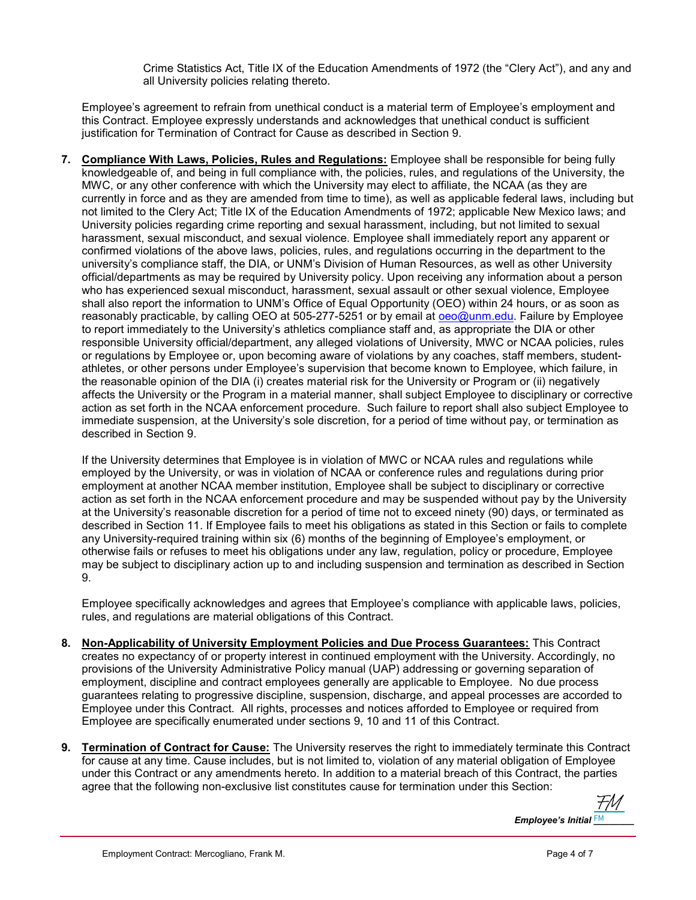Crime Statistics Act, Title IX of the Education Amendments of 1972 (the "Clery Act"), and any and all University policies relating thereto.

Employee's agreement to refrain from unethical conduct is a material term of Employee's employment and this Contract. Employee expressly understands and acknowledges that unethical conduct is sufficient justification for Termination of Contract for Cause as described in Section 9.

7. **Compliance With Laws, Policies, Rules and Regulations:** Employee shall be responsible for being fully knowledgeable of, and being in full compliance with, the policies, rules, and regulations of the University, the MWC, or any other conference with which the University may elect to affiliate, the NCAA (as they are currently in force and as they are amended from time to time), as well as applicable federal laws, including but not limited to the Clery Act; Title IX of the Education Amendments of 1972; applicable New Mexico laws; and University policies regarding crime reporting and sexual harassment, including, but not limited to sexual harassment, sexual misconduct, and sexual violence. Employee shall immediately report any apparent or confirmed violations of the above laws, policies, rules, and regulations occurring in the department to the university's compliance staff, the DIA, or UNM's Division of Human Resources, as well as other University official/departments as may be required by University policy. Upon receiving any information about a person who has experienced sexual misconduct, harassment, sexual assault or other sexual violence, Employee shall also report the information to UNM's Office of Equal Opportunity (OEO) within 24 hours, or as soon as reasonably practicable, by calling OEO at 505-277-5251 or by email at oeo@unm.edu. Failure by Employee to report immediately to the University's athletics compliance staff and, as appropriate the DIA or other responsible University official/department, any alleged violations of University, MWC or NCAA policies, rules or regulations by Employee or, upon becoming aware of violations by any coaches, staff members, student-athletes, or other persons under Employee's supervision that become known to Employee, which failure, in the reasonable opinion of the DIA (i) creates material risk for the University or Program or (ii) negatively affects the University or the Program in a material manner, shall subject Employee to disciplinary or corrective action as set forth in the NCAA enforcement procedure. Such failure to report shall also subject Employee to immediate suspension, at the University's sole discretion, for a period of time without pay, or termination as described in Section 9.

   If the University determines that Employee is in violation of MWC or NCAA rules and regulations while employed by the University, or was in violation of NCAA or conference rules and regulations during prior employment at another NCAA member institution, Employee shall be subject to disciplinary or corrective action as set forth in the NCAA enforcement procedure and may be suspended without pay by the University at the University's reasonable discretion for a period of time not to exceed ninety (90) days, or terminated as described in Section 11. If Employee fails to meet his obligations as stated in this Section or fails to complete any University-required training within six (6) months of the beginning of Employee's employment, or otherwise fails or refuses to meet his obligations under any law, regulation, policy or procedure, Employee may be subject to disciplinary action up to and including suspension and termination as described in Section 9.

   Employee specifically acknowledges and agrees that Employee's compliance with applicable laws, policies, rules, and regulations are material obligations of this Contract.

8. **Non-Applicability of University Employment Policies and Due Process Guarantees:** This Contract creates no expectancy of or property interest in continued employment with the University. Accordingly, no provisions of the University Administrative Policy manual (UAP) addressing or governing separation of employment, discipline and contract employees generally are applicable to Employee. No due process guarantees relating to progressive discipline, suspension, discharge, and appeal processes are accorded to Employee under this Contract. All rights, processes and notices afforded to Employee or required from Employee are specifically enumerated under sections 9, 10 and 11 of this Contract.

9. **Termination of Contract for Cause:** The University reserves the right to immediately terminate this Contract for cause at any time. Cause includes, but is not limited to, violation of any material obligation of Employee under this Contract or any amendments hereto. In addition to a material breach of this Contract, the parties agree that the following non-exclusive list constitutes cause for termination under this Section:

***Employee's Initial*** FM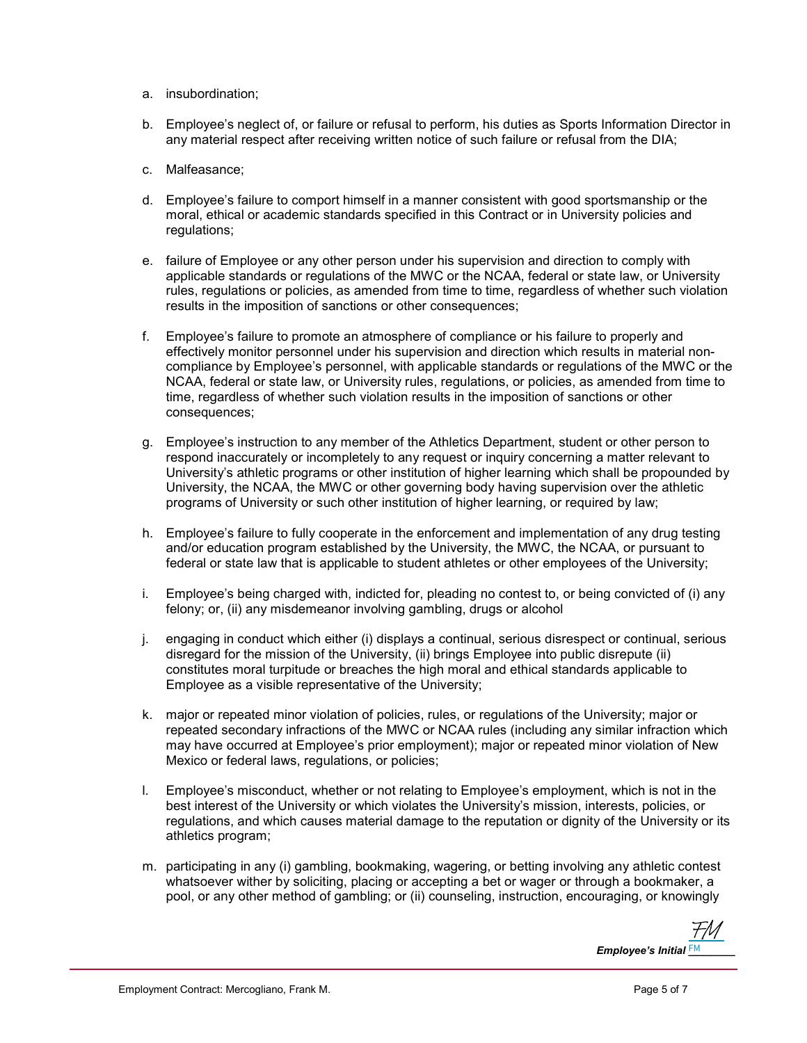a. insubordination;

b. Employee's neglect of, or failure or refusal to perform, his duties as Sports Information Director in any material respect after receiving written notice of such failure or refusal from the DIA;

c. Malfeasance;

d. Employee's failure to comport himself in a manner consistent with good sportsmanship or the moral, ethical or academic standards specified in this Contract or in University policies and regulations;

e. failure of Employee or any other person under his supervision and direction to comply with applicable standards or regulations of the MWC or the NCAA, federal or state law, or University rules, regulations or policies, as amended from time to time, regardless of whether such violation results in the imposition of sanctions or other consequences;

f. Employee's failure to promote an atmosphere of compliance or his failure to properly and effectively monitor personnel under his supervision and direction which results in material non-compliance by Employee's personnel, with applicable standards or regulations of the MWC or the NCAA, federal or state law, or University rules, regulations, or policies, as amended from time to time, regardless of whether such violation results in the imposition of sanctions or other consequences;

g. Employee's instruction to any member of the Athletics Department, student or other person to respond inaccurately or incompletely to any request or inquiry concerning a matter relevant to University's athletic programs or other institution of higher learning which shall be propounded by University, the NCAA, the MWC or other governing body having supervision over the athletic programs of University or such other institution of higher learning, or required by law;

h. Employee's failure to fully cooperate in the enforcement and implementation of any drug testing and/or education program established by the University, the MWC, the NCAA, or pursuant to federal or state law that is applicable to student athletes or other employees of the University;

i. Employee's being charged with, indicted for, pleading no contest to, or being convicted of (i) any felony; or, (ii) any misdemeanor involving gambling, drugs or alcohol

j. engaging in conduct which either (i) displays a continual, serious disrespect or continual, serious disregard for the mission of the University, (ii) brings Employee into public disrepute (ii) constitutes moral turpitude or breaches the high moral and ethical standards applicable to Employee as a visible representative of the University;

k. major or repeated minor violation of policies, rules, or regulations of the University; major or repeated secondary infractions of the MWC or NCAA rules (including any similar infraction which may have occurred at Employee's prior employment); major or repeated minor violation of New Mexico or federal laws, regulations, or policies;

l. Employee's misconduct, whether or not relating to Employee's employment, which is not in the best interest of the University or which violates the University's mission, interests, policies, or regulations, and which causes material damage to the reputation or dignity of the University or its athletics program;

m. participating in any (i) gambling, bookmaking, wagering, or betting involving any athletic contest whatsoever wither by soliciting, placing or accepting a bet or wager or through a bookmaker, a pool, or any other method of gambling; or (ii) counseling, instruction, encouraging, or knowingly

*Employee's Initial* FM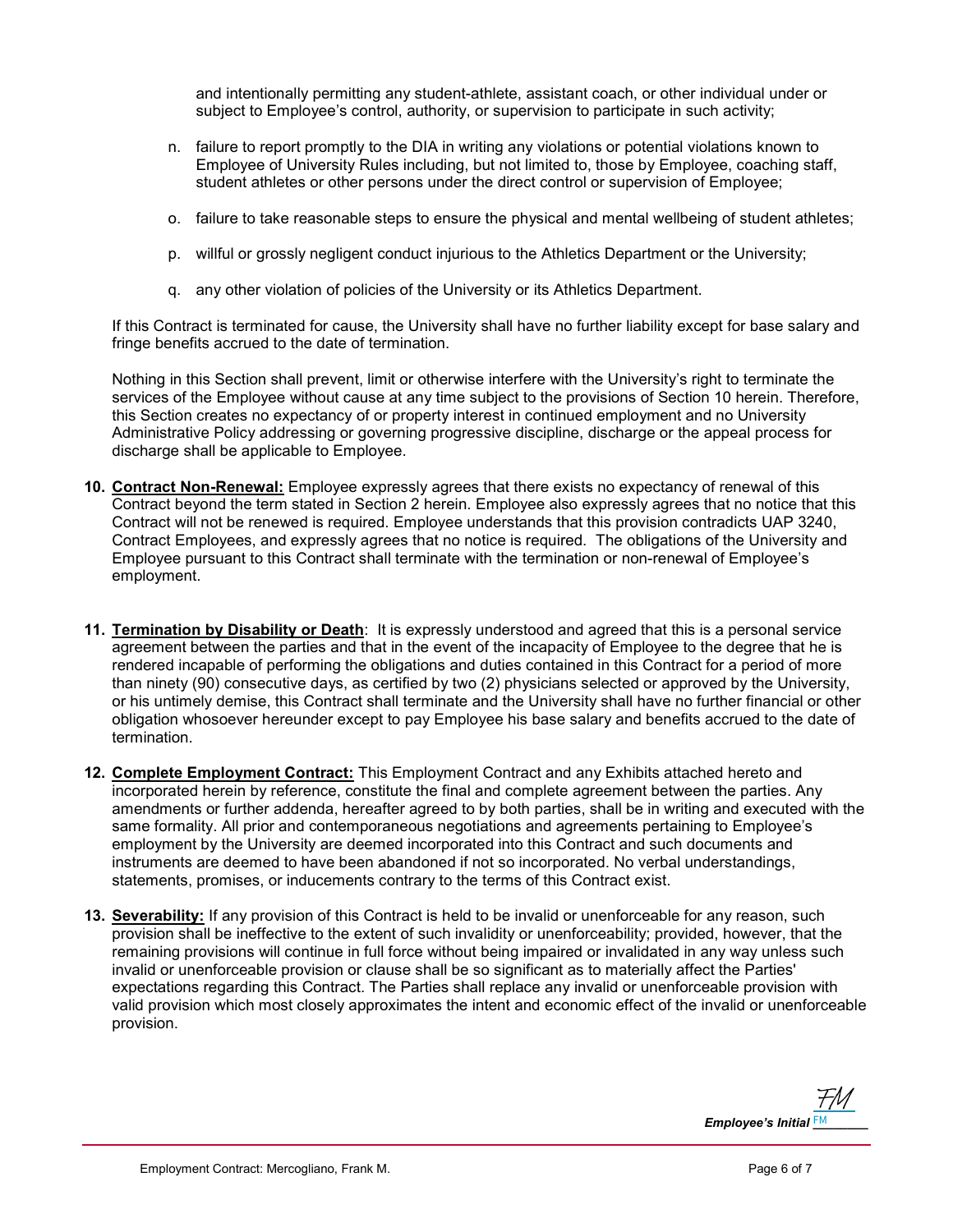and intentionally permitting any student-athlete, assistant coach, or other individual under or subject to Employee's control, authority, or supervision to participate in such activity;

n. failure to report promptly to the DIA in writing any violations or potential violations known to Employee of University Rules including, but not limited to, those by Employee, coaching staff, student athletes or other persons under the direct control or supervision of Employee;

o. failure to take reasonable steps to ensure the physical and mental wellbeing of student athletes;

p. willful or grossly negligent conduct injurious to the Athletics Department or the University;

q. any other violation of policies of the University or its Athletics Department.

If this Contract is terminated for cause, the University shall have no further liability except for base salary and fringe benefits accrued to the date of termination.

Nothing in this Section shall prevent, limit or otherwise interfere with the University's right to terminate the services of the Employee without cause at any time subject to the provisions of Section 10 herein. Therefore, this Section creates no expectancy of or property interest in continued employment and no University Administrative Policy addressing or governing progressive discipline, discharge or the appeal process for discharge shall be applicable to Employee.

**10. Contract Non-Renewal:** Employee expressly agrees that there exists no expectancy of renewal of this Contract beyond the term stated in Section 2 herein. Employee also expressly agrees that no notice that this Contract will not be renewed is required. Employee understands that this provision contradicts UAP 3240, Contract Employees, and expressly agrees that no notice is required. The obligations of the University and Employee pursuant to this Contract shall terminate with the termination or non-renewal of Employee's employment.

**11. Termination by Disability or Death**: It is expressly understood and agreed that this is a personal service agreement between the parties and that in the event of the incapacity of Employee to the degree that he is rendered incapable of performing the obligations and duties contained in this Contract for a period of more than ninety (90) consecutive days, as certified by two (2) physicians selected or approved by the University, or his untimely demise, this Contract shall terminate and the University shall have no further financial or other obligation whosoever hereunder except to pay Employee his base salary and benefits accrued to the date of termination.

**12. Complete Employment Contract:** This Employment Contract and any Exhibits attached hereto and incorporated herein by reference, constitute the final and complete agreement between the parties. Any amendments or further addenda, hereafter agreed to by both parties, shall be in writing and executed with the same formality. All prior and contemporaneous negotiations and agreements pertaining to Employee's employment by the University are deemed incorporated into this Contract and such documents and instruments are deemed to have been abandoned if not so incorporated. No verbal understandings, statements, promises, or inducements contrary to the terms of this Contract exist.

**13. Severability:** If any provision of this Contract is held to be invalid or unenforceable for any reason, such provision shall be ineffective to the extent of such invalidity or unenforceability; provided, however, that the remaining provisions will continue in full force without being impaired or invalidated in any way unless such invalid or unenforceable provision or clause shall be so significant as to materially affect the Parties' expectations regarding this Contract. The Parties shall replace any invalid or unenforceable provision with valid provision which most closely approximates the intent and economic effect of the invalid or unenforceable provision.

FM
***Employee's Initial*** FM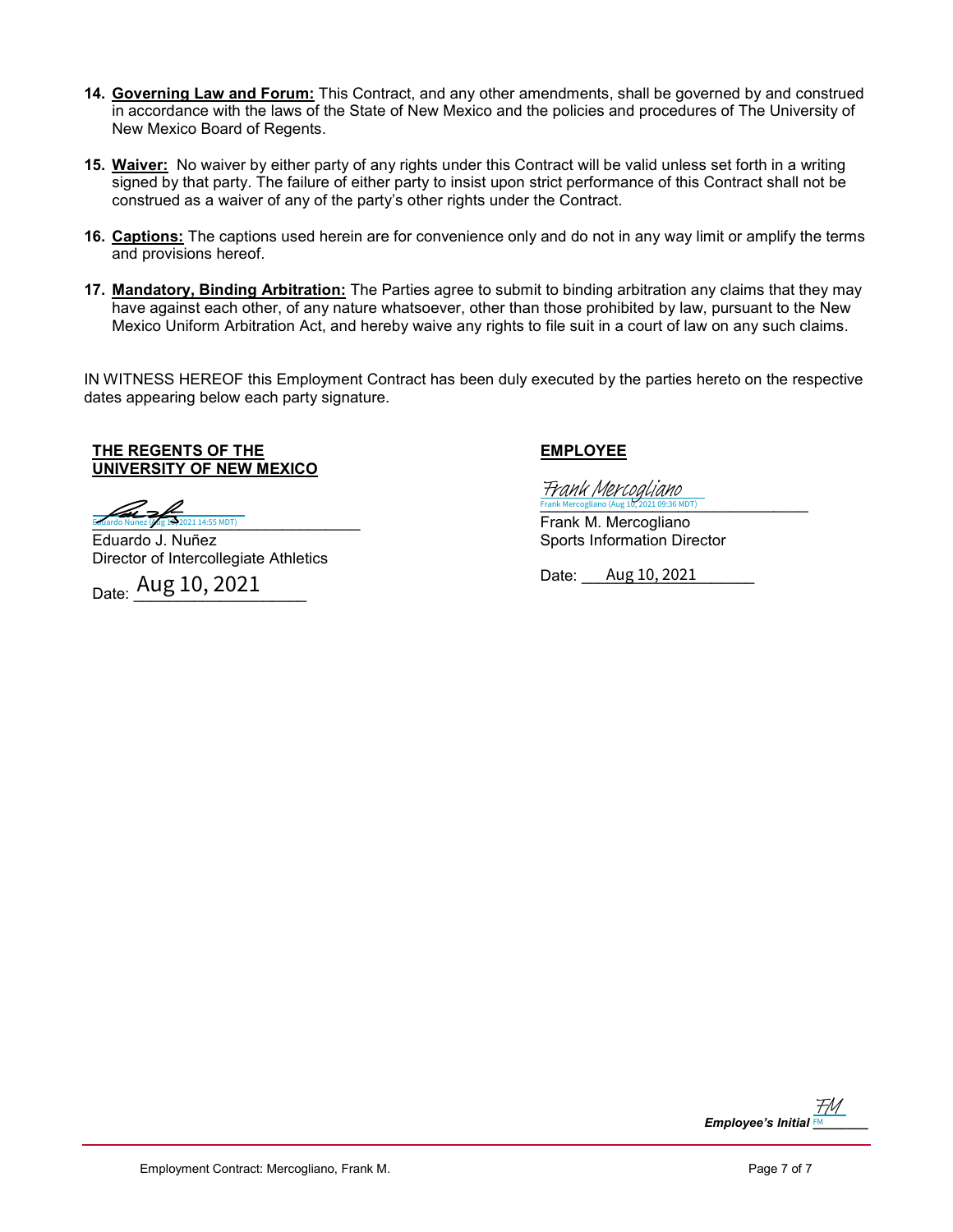14. **Governing Law and Forum:** This Contract, and any other amendments, shall be governed by and construed in accordance with the laws of the State of New Mexico and the policies and procedures of The University of New Mexico Board of Regents.

15. **Waiver:** No waiver by either party of any rights under this Contract will be valid unless set forth in a writing signed by that party. The failure of either party to insist upon strict performance of this Contract shall not be construed as a waiver of any of the party's other rights under the Contract.

16. **Captions:** The captions used herein are for convenience only and do not in any way limit or amplify the terms and provisions hereof.

17. **Mandatory, Binding Arbitration:** The Parties agree to submit to binding arbitration any claims that they may have against each other, of any nature whatsoever, other than those prohibited by law, pursuant to the New Mexico Uniform Arbitration Act, and hereby waive any rights to file suit in a court of law on any such claims.

IN WITNESS HEREOF this Employment Contract has been duly executed by the parties hereto on the respective dates appearing below each party signature.

**THE REGENTS OF THE UNIVERSITY OF NEW MEXICO**

Eduardo Nunez (Aug 10, 2021 14:55 MDT)

Eduardo J. Nuñez
Director of Intercollegiate Athletics

Date: Aug 10, 2021

**EMPLOYEE**

Frank Mercogliano
Frank Mercogliano (Aug 10, 2021 09:36 MDT)

Frank M. Mercogliano
Sports Information Director

Date: Aug 10, 2021

***Employee's Initial*** FM